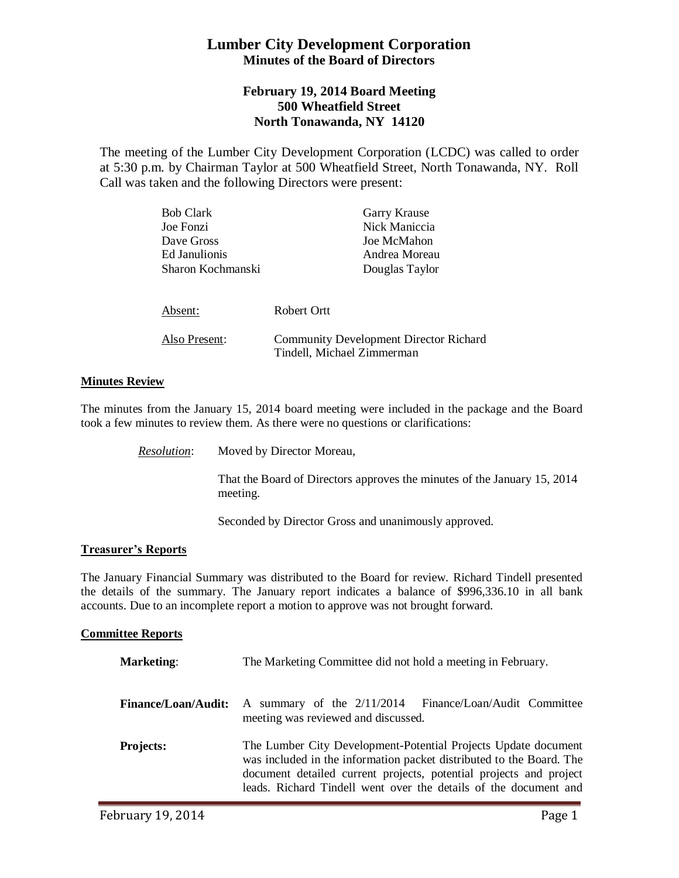# Lumber City Development Corporation
## Minutes of the Board of Directors

### February 19, 2014 Board Meeting
### 500 Wheatfield Street
### North Tonawanda, NY 14120

The meeting of the Lumber City Development Corporation (LCDC) was called to order at 5:30 p.m. by Chairman Taylor at 500 Wheatfield Street, North Tonawanda, NY. Roll Call was taken and the following Directors were present:

| | |
|---|---|
| Bob Clark | Garry Krause |
| Joe Fonzi | Nick Maniccia |
| Dave Gross | Joe McMahon |
| Ed Janulionis | Andrea Moreau |
| Sharon Kochmanski | Douglas Taylor |

Absent: Robert Ortt

Also Present: Community Development Director Richard Tindell, Michael Zimmerman

**Minutes Review**

The minutes from the January 15, 2014 board meeting were included in the package and the Board took a few minutes to review them. As there were no questions or clarifications:

*Resolution*: Moved by Director Moreau,

That the Board of Directors approves the minutes of the January 15, 2014 meeting.

Seconded by Director Gross and unanimously approved.

**Treasurer's Reports**

The January Financial Summary was distributed to the Board for review. Richard Tindell presented the details of the summary. The January report indicates a balance of $996,336.10 in all bank accounts. Due to an incomplete report a motion to approve was not brought forward.

**Committee Reports**

**Marketing**: The Marketing Committee did not hold a meeting in February.

**Finance/Loan/Audit:** A summary of the 2/11/2014 Finance/Loan/Audit Committee meeting was reviewed and discussed.

**Projects:** The Lumber City Development-Potential Projects Update document was included in the information packet distributed to the Board. The document detailed current projects, potential projects and project leads. Richard Tindell went over the details of the document and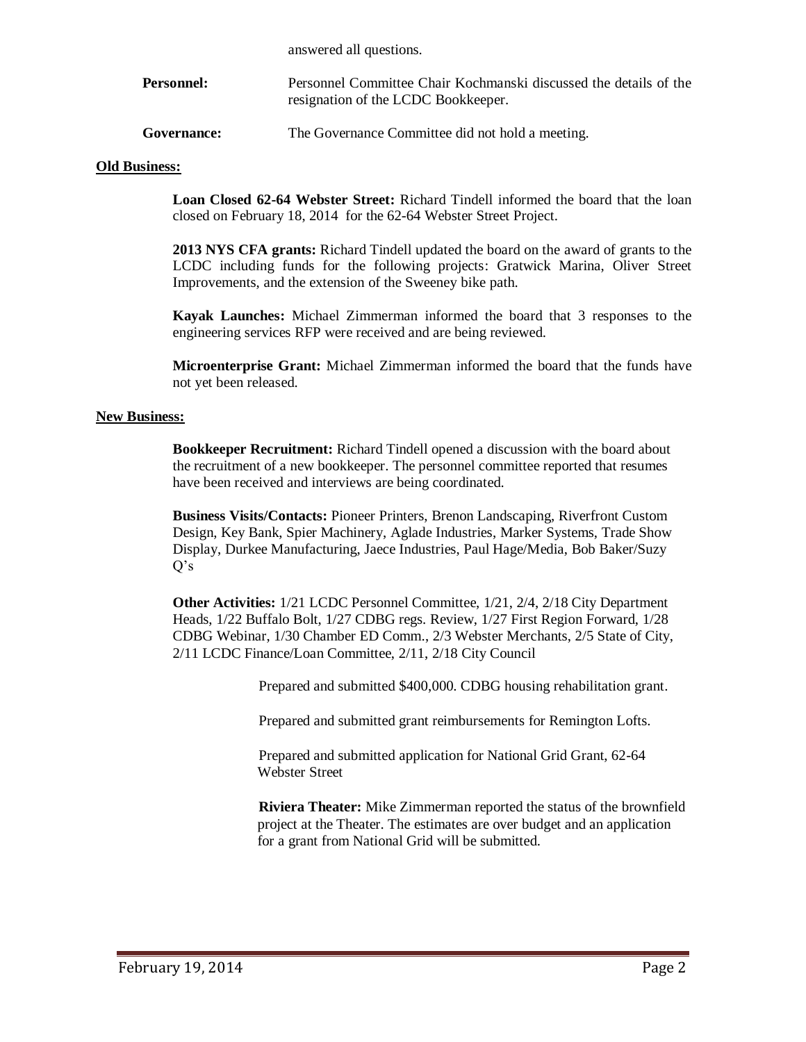answered all questions.

**Personnel:** Personnel Committee Chair Kochmanski discussed the details of the resignation of the LCDC Bookkeeper.

**Governance:** The Governance Committee did not hold a meeting.

## Old Business:

**Loan Closed 62-64 Webster Street:** Richard Tindell informed the board that the loan closed on February 18, 2014 for the 62-64 Webster Street Project.

**2013 NYS CFA grants:** Richard Tindell updated the board on the award of grants to the LCDC including funds for the following projects: Gratwick Marina, Oliver Street Improvements, and the extension of the Sweeney bike path.

**Kayak Launches:** Michael Zimmerman informed the board that 3 responses to the engineering services RFP were received and are being reviewed.

**Microenterprise Grant:** Michael Zimmerman informed the board that the funds have not yet been released.

## New Business:

**Bookkeeper Recruitment:** Richard Tindell opened a discussion with the board about the recruitment of a new bookkeeper. The personnel committee reported that resumes have been received and interviews are being coordinated.

**Business Visits/Contacts:** Pioneer Printers, Brenon Landscaping, Riverfront Custom Design, Key Bank, Spier Machinery, Aglade Industries, Marker Systems, Trade Show Display, Durkee Manufacturing, Jaece Industries, Paul Hage/Media, Bob Baker/Suzy Q's

**Other Activities:** 1/21 LCDC Personnel Committee, 1/21, 2/4, 2/18 City Department Heads, 1/22 Buffalo Bolt, 1/27 CDBG regs. Review, 1/27 First Region Forward, 1/28 CDBG Webinar, 1/30 Chamber ED Comm., 2/3 Webster Merchants, 2/5 State of City, 2/11 LCDC Finance/Loan Committee, 2/11, 2/18 City Council

Prepared and submitted $400,000. CDBG housing rehabilitation grant.

Prepared and submitted grant reimbursements for Remington Lofts.

Prepared and submitted application for National Grid Grant, 62-64 Webster Street

**Riviera Theater:** Mike Zimmerman reported the status of the brownfield project at the Theater. The estimates are over budget and an application for a grant from National Grid will be submitted.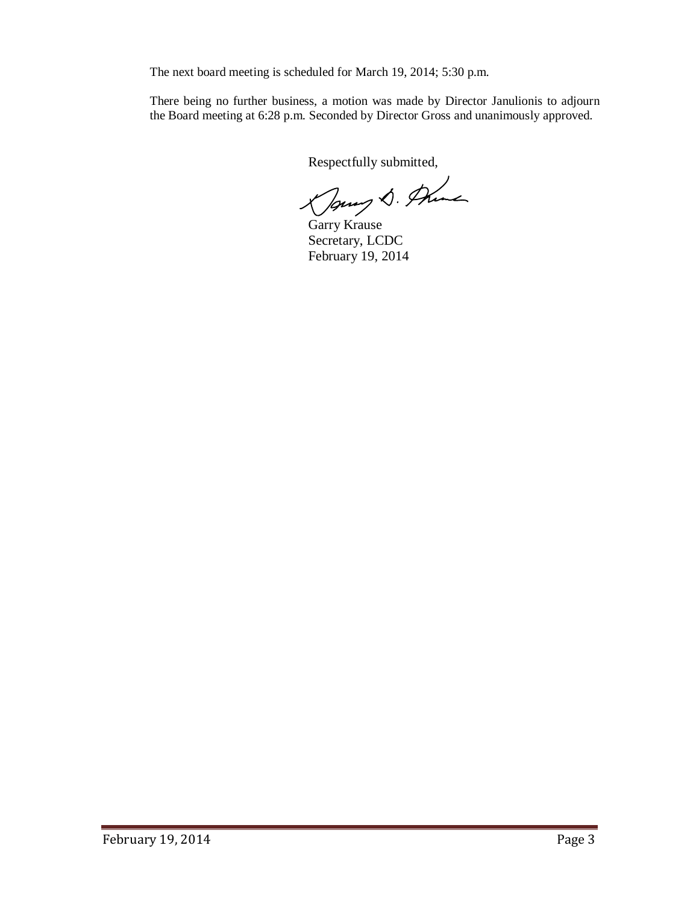The next board meeting is scheduled for March 19, 2014; 5:30 p.m.

There being no further business, a motion was made by Director Janulionis to adjourn the Board meeting at 6:28 p.m. Seconded by Director Gross and unanimously approved.

Respectfully submitted,

Garry Krause
Secretary, LCDC
February 19, 2014